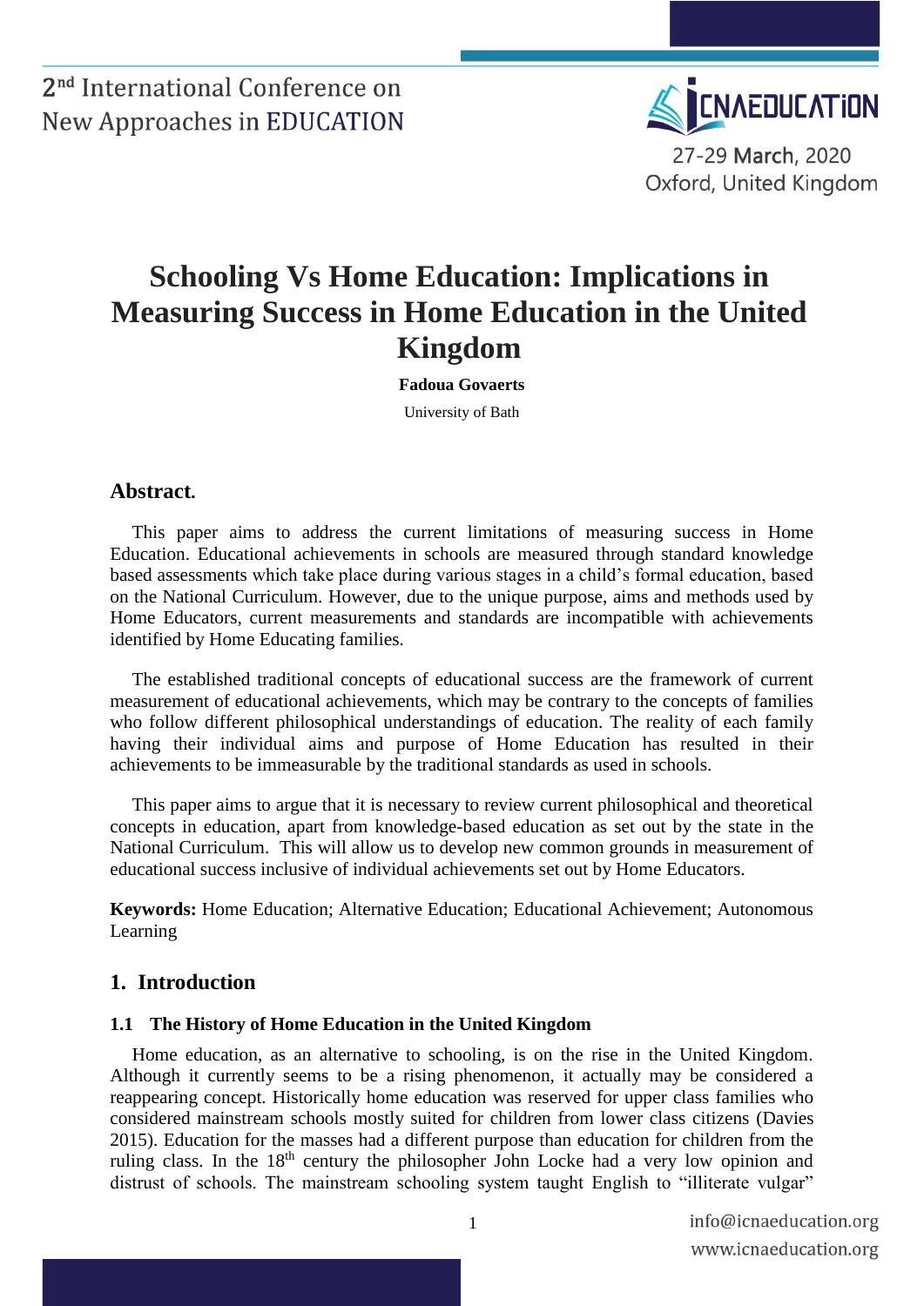# Schooling Vs Home Education: Implications in Measuring Success in Home Education in the United Kingdom

**Fadoua Govaerts**

University of Bath

## Abstract.

This paper aims to address the current limitations of measuring success in Home Education. Educational achievements in schools are measured through standard knowledge based assessments which take place during various stages in a child's formal education, based on the National Curriculum. However, due to the unique purpose, aims and methods used by Home Educators, current measurements and standards are incompatible with achievements identified by Home Educating families.

The established traditional concepts of educational success are the framework of current measurement of educational achievements, which may be contrary to the concepts of families who follow different philosophical understandings of education. The reality of each family having their individual aims and purpose of Home Education has resulted in their achievements to be immeasurable by the traditional standards as used in schools.

This paper aims to argue that it is necessary to review current philosophical and theoretical concepts in education, apart from knowledge-based education as set out by the state in the National Curriculum. This will allow us to develop new common grounds in measurement of educational success inclusive of individual achievements set out by Home Educators.

**Keywords:** Home Education; Alternative Education; Educational Achievement; Autonomous Learning

## 1. Introduction

### 1.1 The History of Home Education in the United Kingdom

Home education, as an alternative to schooling, is on the rise in the United Kingdom. Although it currently seems to be a rising phenomenon, it actually may be considered a reappearing concept. Historically home education was reserved for upper class families who considered mainstream schools mostly suited for children from lower class citizens (Davies 2015). Education for the masses had a different purpose than education for children from the ruling class. In the 18th century the philosopher John Locke had a very low opinion and distrust of schools. The mainstream schooling system taught English to "illiterate vulgar"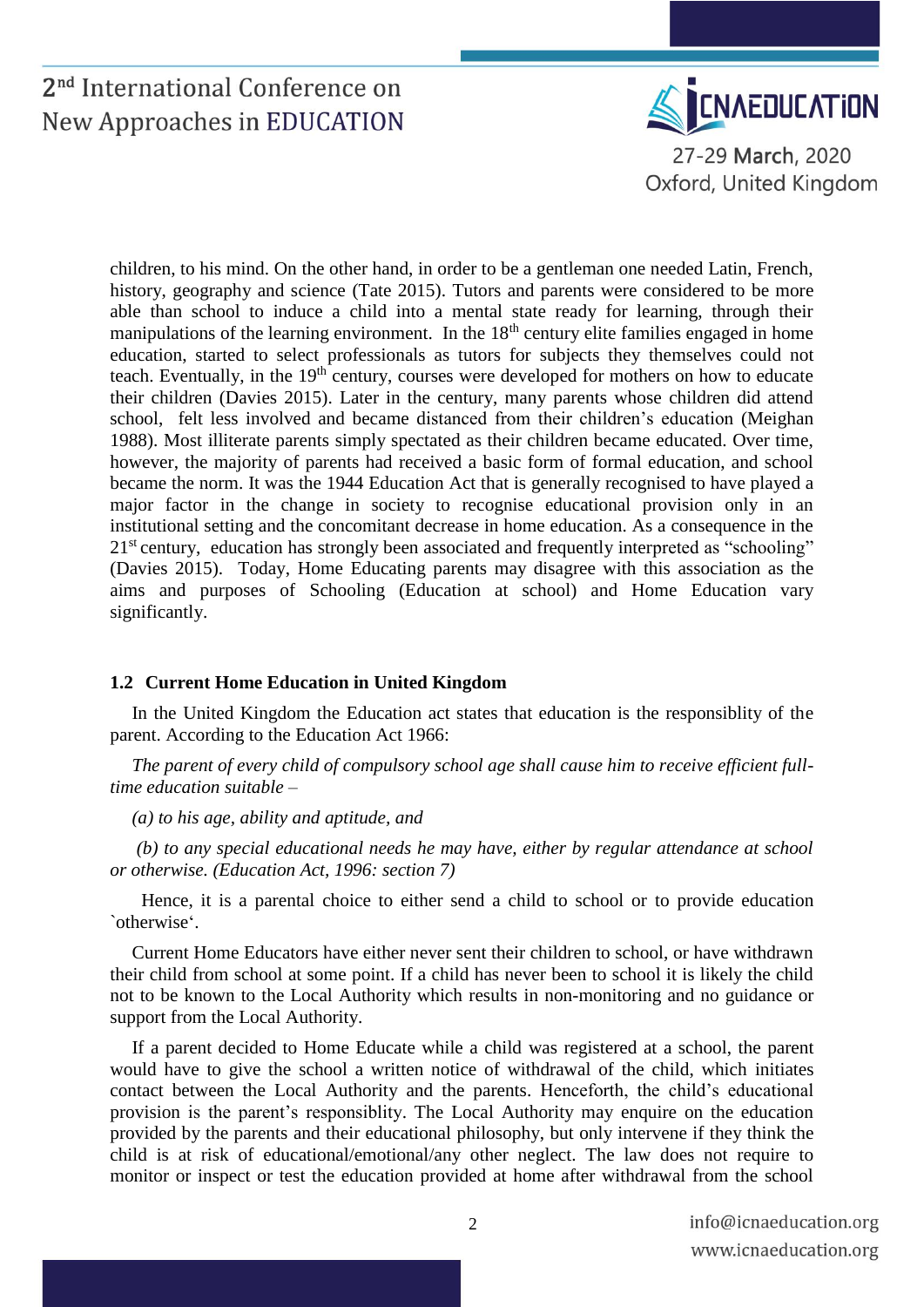children, to his mind. On the other hand, in order to be a gentleman one needed Latin, French, history, geography and science (Tate 2015). Tutors and parents were considered to be more able than school to induce a child into a mental state ready for learning, through their manipulations of the learning environment. In the 18th century elite families engaged in home education, started to select professionals as tutors for subjects they themselves could not teach. Eventually, in the 19th century, courses were developed for mothers on how to educate their children (Davies 2015). Later in the century, many parents whose children did attend school, felt less involved and became distanced from their children's education (Meighan 1988). Most illiterate parents simply spectated as their children became educated. Over time, however, the majority of parents had received a basic form of formal education, and school became the norm. It was the 1944 Education Act that is generally recognised to have played a major factor in the change in society to recognise educational provision only in an institutional setting and the concomitant decrease in home education. As a consequence in the 21st century, education has strongly been associated and frequently interpreted as "schooling" (Davies 2015). Today, Home Educating parents may disagree with this association as the aims and purposes of Schooling (Education at school) and Home Education vary significantly.

### 1.2 Current Home Education in United Kingdom

In the United Kingdom the Education act states that education is the responsiblity of the parent. According to the Education Act 1966:

*The parent of every child of compulsory school age shall cause him to receive efficient full-time education suitable –*

*(a) to his age, ability and aptitude, and*

*(b) to any special educational needs he may have, either by regular attendance at school or otherwise. (Education Act, 1996: section 7)*

Hence, it is a parental choice to either send a child to school or to provide education `otherwise'.

Current Home Educators have either never sent their children to school, or have withdrawn their child from school at some point. If a child has never been to school it is likely the child not to be known to the Local Authority which results in non-monitoring and no guidance or support from the Local Authority.

If a parent decided to Home Educate while a child was registered at a school, the parent would have to give the school a written notice of withdrawal of the child, which initiates contact between the Local Authority and the parents. Henceforth, the child's educational provision is the parent's responsiblity. The Local Authority may enquire on the education provided by the parents and their educational philosophy, but only intervene if they think the child is at risk of educational/emotional/any other neglect. The law does not require to monitor or inspect or test the education provided at home after withdrawal from the school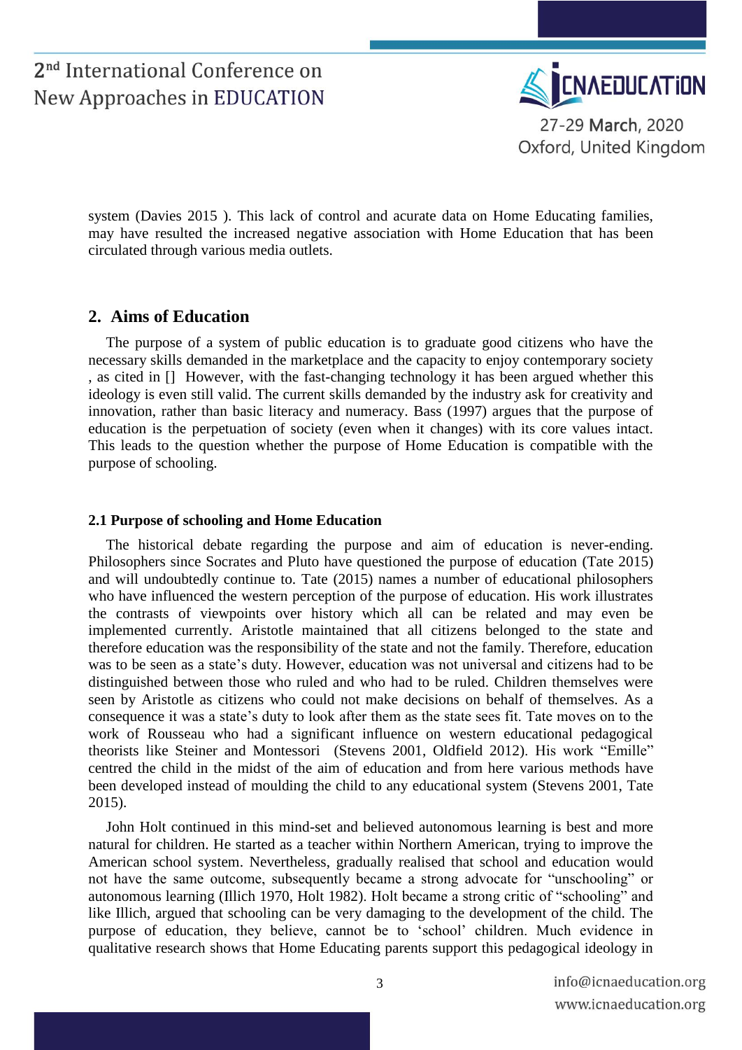system (Davies 2015 ). This lack of control and acurate data on Home Educating families, may have resulted the increased negative association with Home Education that has been circulated through various media outlets.

## 2. Aims of Education

The purpose of a system of public education is to graduate good citizens who have the necessary skills demanded in the marketplace and the capacity to enjoy contemporary society , as cited in [] However, with the fast-changing technology it has been argued whether this ideology is even still valid. The current skills demanded by the industry ask for creativity and innovation, rather than basic literacy and numeracy. Bass (1997) argues that the purpose of education is the perpetuation of society (even when it changes) with its core values intact. This leads to the question whether the purpose of Home Education is compatible with the purpose of schooling.

### 2.1 Purpose of schooling and Home Education

The historical debate regarding the purpose and aim of education is never-ending. Philosophers since Socrates and Pluto have questioned the purpose of education (Tate 2015) and will undoubtedly continue to. Tate (2015) names a number of educational philosophers who have influenced the western perception of the purpose of education. His work illustrates the contrasts of viewpoints over history which all can be related and may even be implemented currently. Aristotle maintained that all citizens belonged to the state and therefore education was the responsibility of the state and not the family. Therefore, education was to be seen as a state's duty. However, education was not universal and citizens had to be distinguished between those who ruled and who had to be ruled. Children themselves were seen by Aristotle as citizens who could not make decisions on behalf of themselves. As a consequence it was a state's duty to look after them as the state sees fit. Tate moves on to the work of Rousseau who had a significant influence on western educational pedagogical theorists like Steiner and Montessori (Stevens 2001, Oldfield 2012). His work "Emille" centred the child in the midst of the aim of education and from here various methods have been developed instead of moulding the child to any educational system (Stevens 2001, Tate 2015).

John Holt continued in this mind-set and believed autonomous learning is best and more natural for children. He started as a teacher within Northern American, trying to improve the American school system. Nevertheless, gradually realised that school and education would not have the same outcome, subsequently became a strong advocate for "unschooling" or autonomous learning (Illich 1970, Holt 1982). Holt became a strong critic of "schooling" and like Illich, argued that schooling can be very damaging to the development of the child. The purpose of education, they believe, cannot be to 'school' children. Much evidence in qualitative research shows that Home Educating parents support this pedagogical ideology in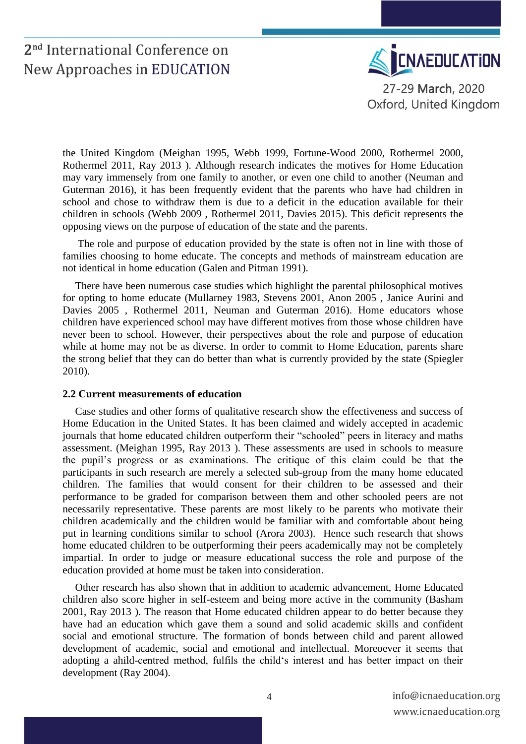the United Kingdom (Meighan 1995, Webb 1999, Fortune-Wood 2000, Rothermel 2000, Rothermel 2011, Ray 2013 ). Although research indicates the motives for Home Education may vary immensely from one family to another, or even one child to another (Neuman and Guterman 2016), it has been frequently evident that the parents who have had children in school and chose to withdraw them is due to a deficit in the education available for their children in schools (Webb 2009 , Rothermel 2011, Davies 2015). This deficit represents the opposing views on the purpose of education of the state and the parents.

The role and purpose of education provided by the state is often not in line with those of families choosing to home educate. The concepts and methods of mainstream education are not identical in home education (Galen and Pitman 1991).

There have been numerous case studies which highlight the parental philosophical motives for opting to home educate (Mullarney 1983, Stevens 2001, Anon 2005 , Janice Aurini and Davies 2005 , Rothermel 2011, Neuman and Guterman 2016). Home educators whose children have experienced school may have different motives from those whose children have never been to school. However, their perspectives about the role and purpose of education while at home may not be as diverse. In order to commit to Home Education, parents share the strong belief that they can do better than what is currently provided by the state (Spiegler 2010).

### 2.2 Current measurements of education

Case studies and other forms of qualitative research show the effectiveness and success of Home Education in the United States. It has been claimed and widely accepted in academic journals that home educated children outperform their "schooled" peers in literacy and maths assessment. (Meighan 1995, Ray 2013 ). These assessments are used in schools to measure the pupil's progress or as examinations. The critique of this claim could be that the participants in such research are merely a selected sub-group from the many home educated children. The families that would consent for their children to be assessed and their performance to be graded for comparison between them and other schooled peers are not necessarily representative. These parents are most likely to be parents who motivate their children academically and the children would be familiar with and comfortable about being put in learning conditions similar to school (Arora 2003). Hence such research that shows home educated children to be outperforming their peers academically may not be completely impartial. In order to judge or measure educational success the role and purpose of the education provided at home must be taken into consideration.

Other research has also shown that in addition to academic advancement, Home Educated children also score higher in self-esteem and being more active in the community (Basham 2001, Ray 2013 ). The reason that Home educated children appear to do better because they have had an education which gave them a sound and solid academic skills and confident social and emotional structure. The formation of bonds between child and parent allowed development of academic, social and emotional and intellectual. Moreoever it seems that adopting a ahild-centred method, fulfils the child's interest and has better impact on their development (Ray 2004).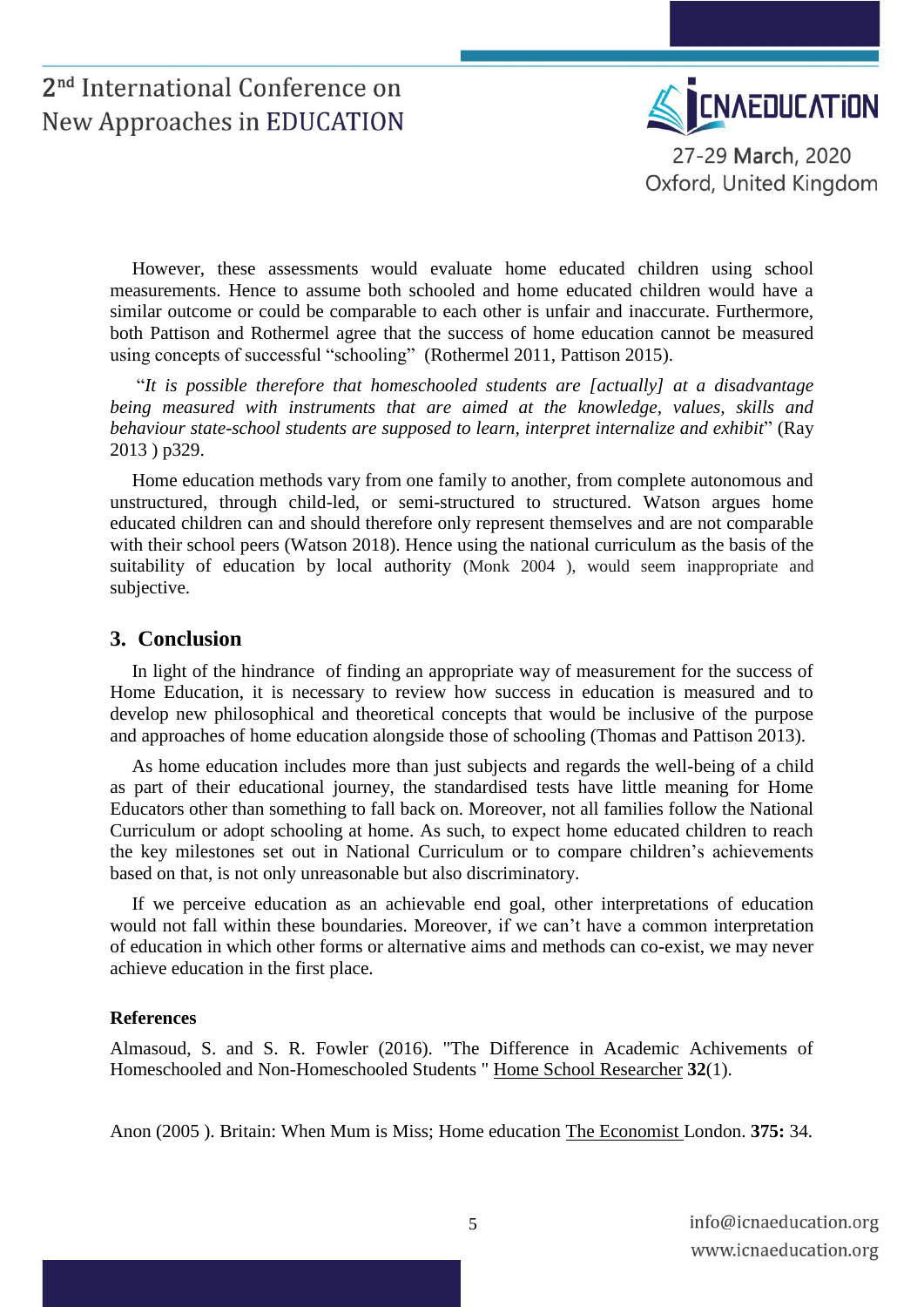However, these assessments would evaluate home educated children using school measurements. Hence to assume both schooled and home educated children would have a similar outcome or could be comparable to each other is unfair and inaccurate. Furthermore, both Pattison and Rothermel agree that the success of home education cannot be measured using concepts of successful "schooling" (Rothermel 2011, Pattison 2015).

"*It is possible therefore that homeschooled students are [actually] at a disadvantage being measured with instruments that are aimed at the knowledge, values, skills and behaviour state-school students are supposed to learn, interpret internalize and exhibit*" (Ray 2013 ) p329.

Home education methods vary from one family to another, from complete autonomous and unstructured, through child-led, or semi-structured to structured. Watson argues home educated children can and should therefore only represent themselves and are not comparable with their school peers (Watson 2018). Hence using the national curriculum as the basis of the suitability of education by local authority (Monk 2004 ), would seem inappropriate and subjective.

## 3. Conclusion

In light of the hindrance of finding an appropriate way of measurement for the success of Home Education, it is necessary to review how success in education is measured and to develop new philosophical and theoretical concepts that would be inclusive of the purpose and approaches of home education alongside those of schooling (Thomas and Pattison 2013).

As home education includes more than just subjects and regards the well-being of a child as part of their educational journey, the standardised tests have little meaning for Home Educators other than something to fall back on. Moreover, not all families follow the National Curriculum or adopt schooling at home. As such, to expect home educated children to reach the key milestones set out in National Curriculum or to compare children's achievements based on that, is not only unreasonable but also discriminatory.

If we perceive education as an achievable end goal, other interpretations of education would not fall within these boundaries. Moreover, if we can't have a common interpretation of education in which other forms or alternative aims and methods can co-exist, we may never achieve education in the first place.

**References**

Almasoud, S. and S. R. Fowler (2016). "The Difference in Academic Achivements of Homeschooled and Non-Homeschooled Students " Home School Researcher **32**(1).

Anon (2005 ). Britain: When Mum is Miss; Home education The Economist London. **375:** 34.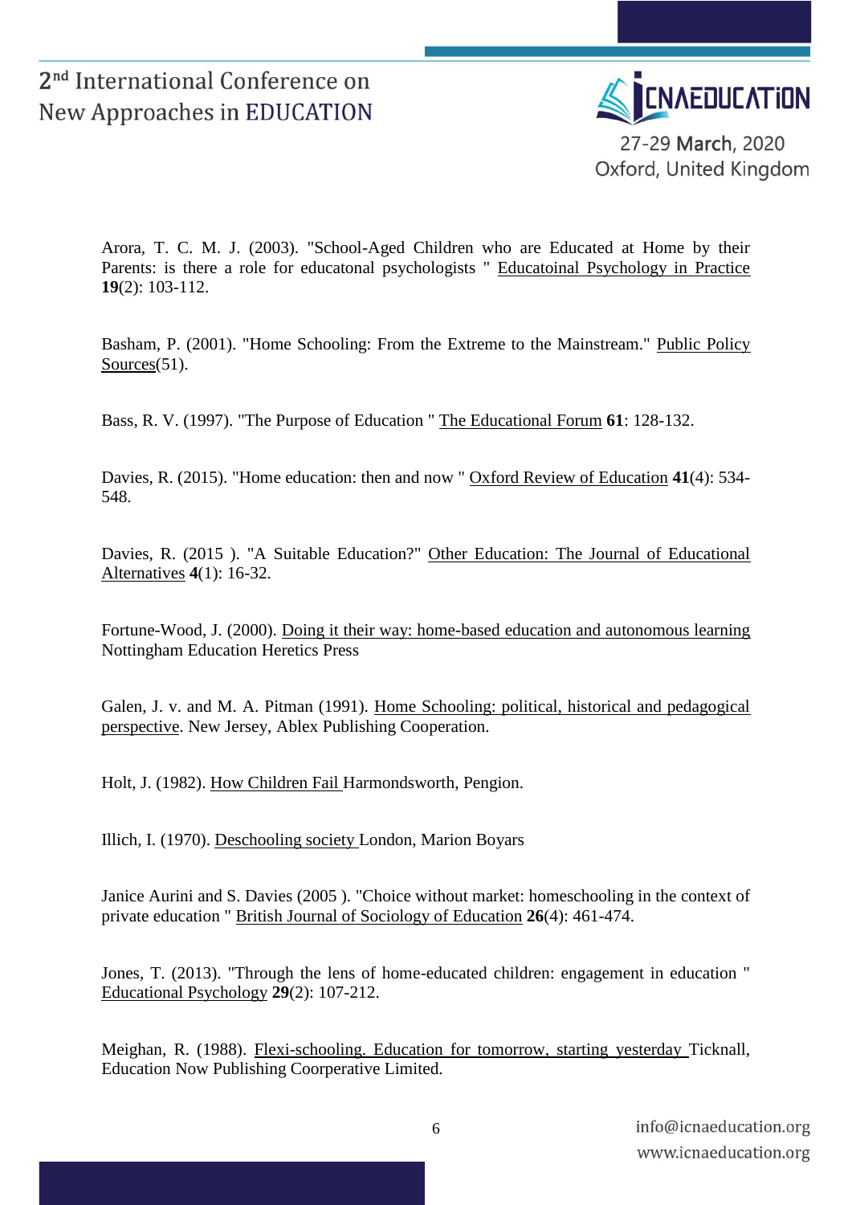Arora, T. C. M. J. (2003). "School-Aged Children who are Educated at Home by their Parents: is there a role for educatonal psychologists " Educatoinal Psychology in Practice **19**(2): 103-112.

Basham, P. (2001). "Home Schooling: From the Extreme to the Mainstream." Public Policy Sources(51).

Bass, R. V. (1997). "The Purpose of Education " The Educational Forum **61**: 128-132.

Davies, R. (2015). "Home education: then and now " Oxford Review of Education **41**(4): 534-548.

Davies, R. (2015 ). "A Suitable Education?" Other Education: The Journal of Educational Alternatives **4**(1): 16-32.

Fortune-Wood, J. (2000). Doing it their way: home-based education and autonomous learning Nottingham Education Heretics Press

Galen, J. v. and M. A. Pitman (1991). Home Schooling: political, historical and pedagogical perspective. New Jersey, Ablex Publishing Cooperation.

Holt, J. (1982). How Children Fail Harmondsworth, Pengion.

Illich, I. (1970). Deschooling society London, Marion Boyars

Janice Aurini and S. Davies (2005 ). "Choice without market: homeschooling in the context of private education " British Journal of Sociology of Education **26**(4): 461-474.

Jones, T. (2013). "Through the lens of home-educated children: engagement in education " Educational Psychology **29**(2): 107-212.

Meighan, R. (1988). Flexi-schooling. Education for tomorrow, starting yesterday Ticknall, Education Now Publishing Coorperative Limited.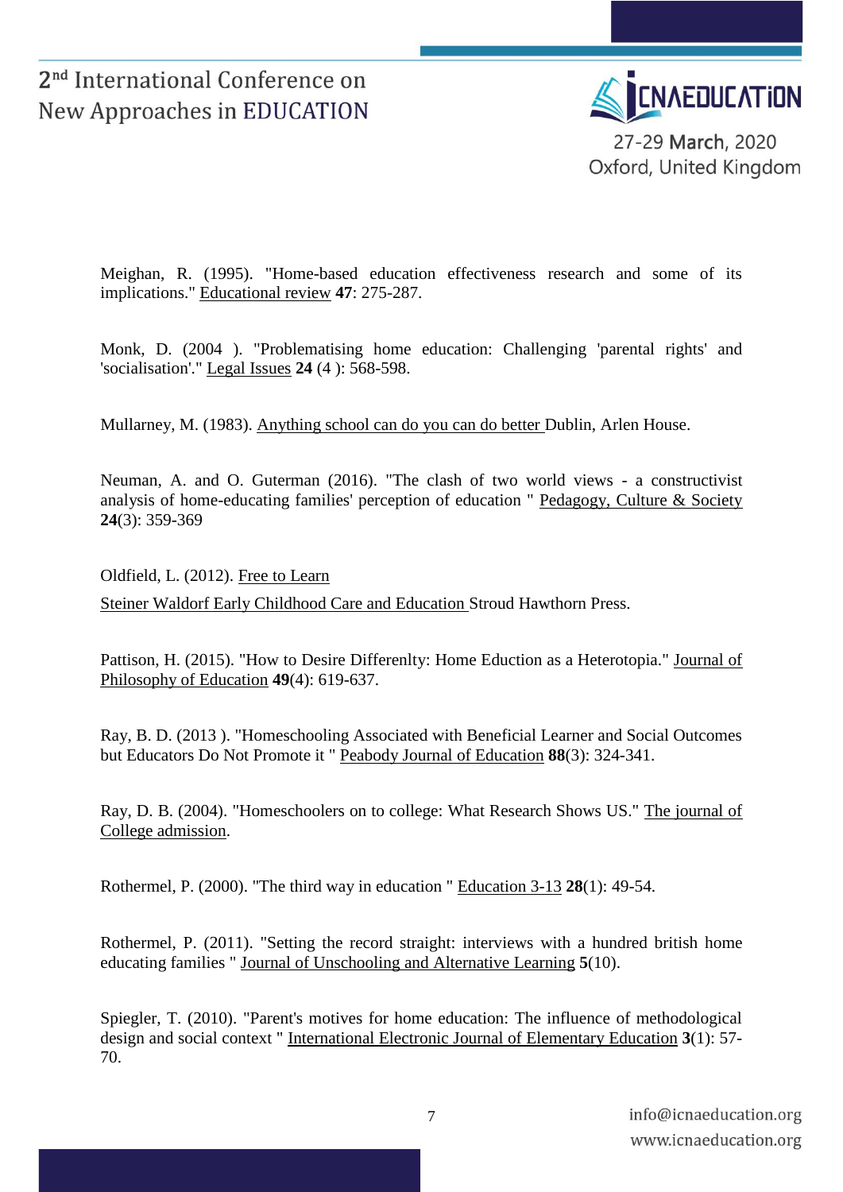Meighan, R. (1995). "Home-based education effectiveness research and some of its implications." Educational review **47**: 275-287.

Monk, D. (2004 ). "Problematising home education: Challenging 'parental rights' and 'socialisation'." Legal Issues **24** (4 ): 568-598.

Mullarney, M. (1983). Anything school can do you can do better Dublin, Arlen House.

Neuman, A. and O. Guterman (2016). "The clash of two world views - a constructivist analysis of home-educating families' perception of education " Pedagogy, Culture & Society **24**(3): 359-369

Oldfield, L. (2012). Free to Learn

Steiner Waldorf Early Childhood Care and Education Stroud Hawthorn Press.

Pattison, H. (2015). "How to Desire Differenlty: Home Eduction as a Heterotopia." Journal of Philosophy of Education **49**(4): 619-637.

Ray, B. D. (2013 ). "Homeschooling Associated with Beneficial Learner and Social Outcomes but Educators Do Not Promote it " Peabody Journal of Education **88**(3): 324-341.

Ray, D. B. (2004). "Homeschoolers on to college: What Research Shows US." The journal of College admission.

Rothermel, P. (2000). "The third way in education " Education 3-13 **28**(1): 49-54.

Rothermel, P. (2011). "Setting the record straight: interviews with a hundred british home educating families " Journal of Unschooling and Alternative Learning **5**(10).

Spiegler, T. (2010). "Parent's motives for home education: The influence of methodological design and social context " International Electronic Journal of Elementary Education **3**(1): 57-70.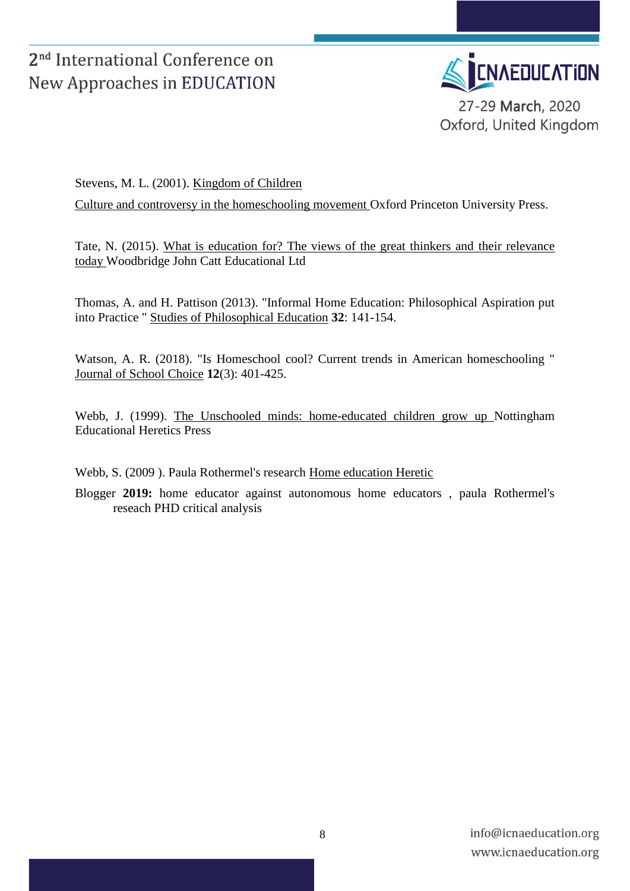Stevens, M. L. (2001). Kingdom of Children

Culture and controversy in the homeschooling movement Oxford Princeton University Press.

Tate, N. (2015). What is education for? The views of the great thinkers and their relevance today Woodbridge John Catt Educational Ltd

Thomas, A. and H. Pattison (2013). "Informal Home Education: Philosophical Aspiration put into Practice " Studies of Philosophical Education **32**: 141-154.

Watson, A. R. (2018). "Is Homeschool cool? Current trends in American homeschooling " Journal of School Choice **12**(3): 401-425.

Webb, J. (1999). The Unschooled minds: home-educated children grow up Nottingham Educational Heretics Press

Webb, S. (2009 ). Paula Rothermel's research Home education Heretic

Blogger **2019:** home educator against autonomous home educators , paula Rothermel's reseach PHD critical analysis